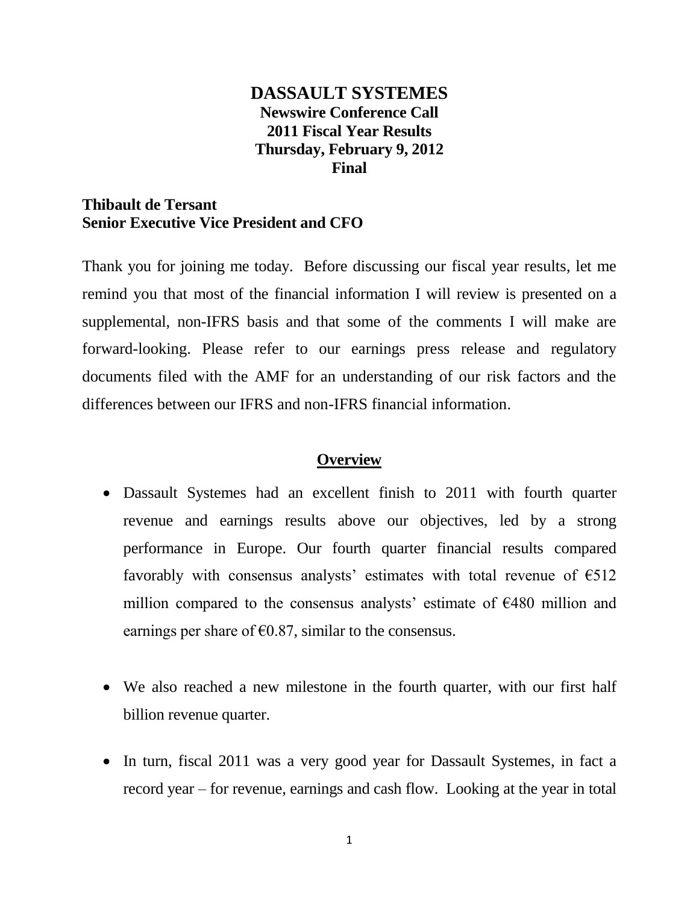# DASSAULT SYSTEMES

**Newswire Conference Call**
**2011 Fiscal Year Results**
**Thursday, February 9, 2012**
**Final**

**Thibault de Tersant**
**Senior Executive Vice President and CFO**

Thank you for joining me today. Before discussing our fiscal year results, let me remind you that most of the financial information I will review is presented on a supplemental, non-IFRS basis and that some of the comments I will make are forward-looking. Please refer to our earnings press release and regulatory documents filed with the AMF for an understanding of our risk factors and the differences between our IFRS and non-IFRS financial information.

## Overview

- Dassault Systemes had an excellent finish to 2011 with fourth quarter revenue and earnings results above our objectives, led by a strong performance in Europe. Our fourth quarter financial results compared favorably with consensus analysts' estimates with total revenue of €512 million compared to the consensus analysts' estimate of €480 million and earnings per share of €0.87, similar to the consensus.

- We also reached a new milestone in the fourth quarter, with our first half billion revenue quarter.

- In turn, fiscal 2011 was a very good year for Dassault Systemes, in fact a record year – for revenue, earnings and cash flow. Looking at the year in total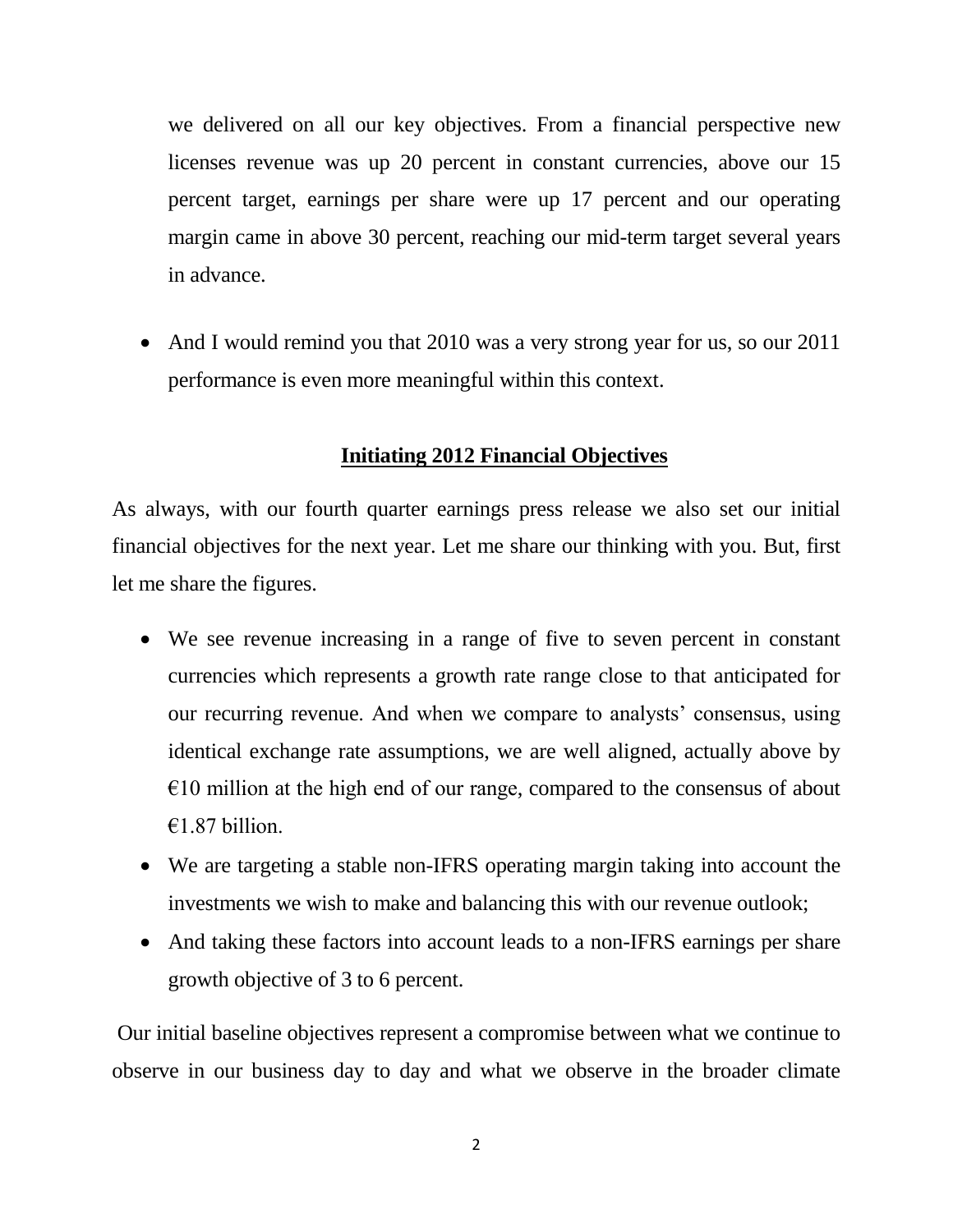we delivered on all our key objectives. From a financial perspective new licenses revenue was up 20 percent in constant currencies, above our 15 percent target, earnings per share were up 17 percent and our operating margin came in above 30 percent, reaching our mid-term target several years in advance.

- And I would remind you that 2010 was a very strong year for us, so our 2011 performance is even more meaningful within this context.

## **Initiating 2012 Financial Objectives**

As always, with our fourth quarter earnings press release we also set our initial financial objectives for the next year. Let me share our thinking with you. But, first let me share the figures.

- We see revenue increasing in a range of five to seven percent in constant currencies which represents a growth rate range close to that anticipated for our recurring revenue. And when we compare to analysts' consensus, using identical exchange rate assumptions, we are well aligned, actually above by €10 million at the high end of our range, compared to the consensus of about €1.87 billion.
- We are targeting a stable non-IFRS operating margin taking into account the investments we wish to make and balancing this with our revenue outlook;
- And taking these factors into account leads to a non-IFRS earnings per share growth objective of 3 to 6 percent.

Our initial baseline objectives represent a compromise between what we continue to observe in our business day to day and what we observe in the broader climate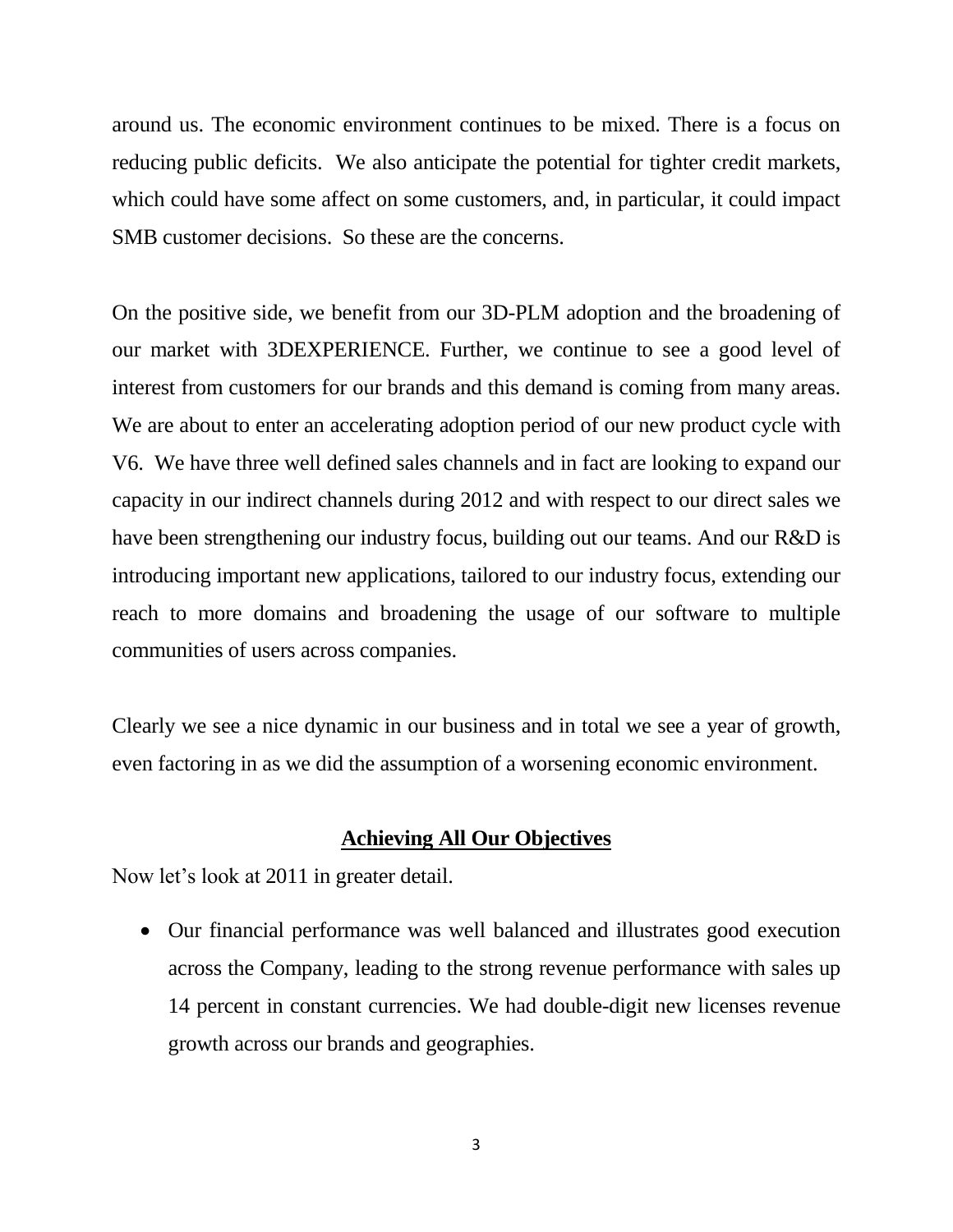around us. The economic environment continues to be mixed. There is a focus on reducing public deficits. We also anticipate the potential for tighter credit markets, which could have some affect on some customers, and, in particular, it could impact SMB customer decisions. So these are the concerns.

On the positive side, we benefit from our 3D-PLM adoption and the broadening of our market with 3DEXPERIENCE. Further, we continue to see a good level of interest from customers for our brands and this demand is coming from many areas. We are about to enter an accelerating adoption period of our new product cycle with V6. We have three well defined sales channels and in fact are looking to expand our capacity in our indirect channels during 2012 and with respect to our direct sales we have been strengthening our industry focus, building out our teams. And our R&D is introducing important new applications, tailored to our industry focus, extending our reach to more domains and broadening the usage of our software to multiple communities of users across companies.

Clearly we see a nice dynamic in our business and in total we see a year of growth, even factoring in as we did the assumption of a worsening economic environment.

## Achieving All Our Objectives

Now let's look at 2011 in greater detail.

- Our financial performance was well balanced and illustrates good execution across the Company, leading to the strong revenue performance with sales up 14 percent in constant currencies. We had double-digit new licenses revenue growth across our brands and geographies.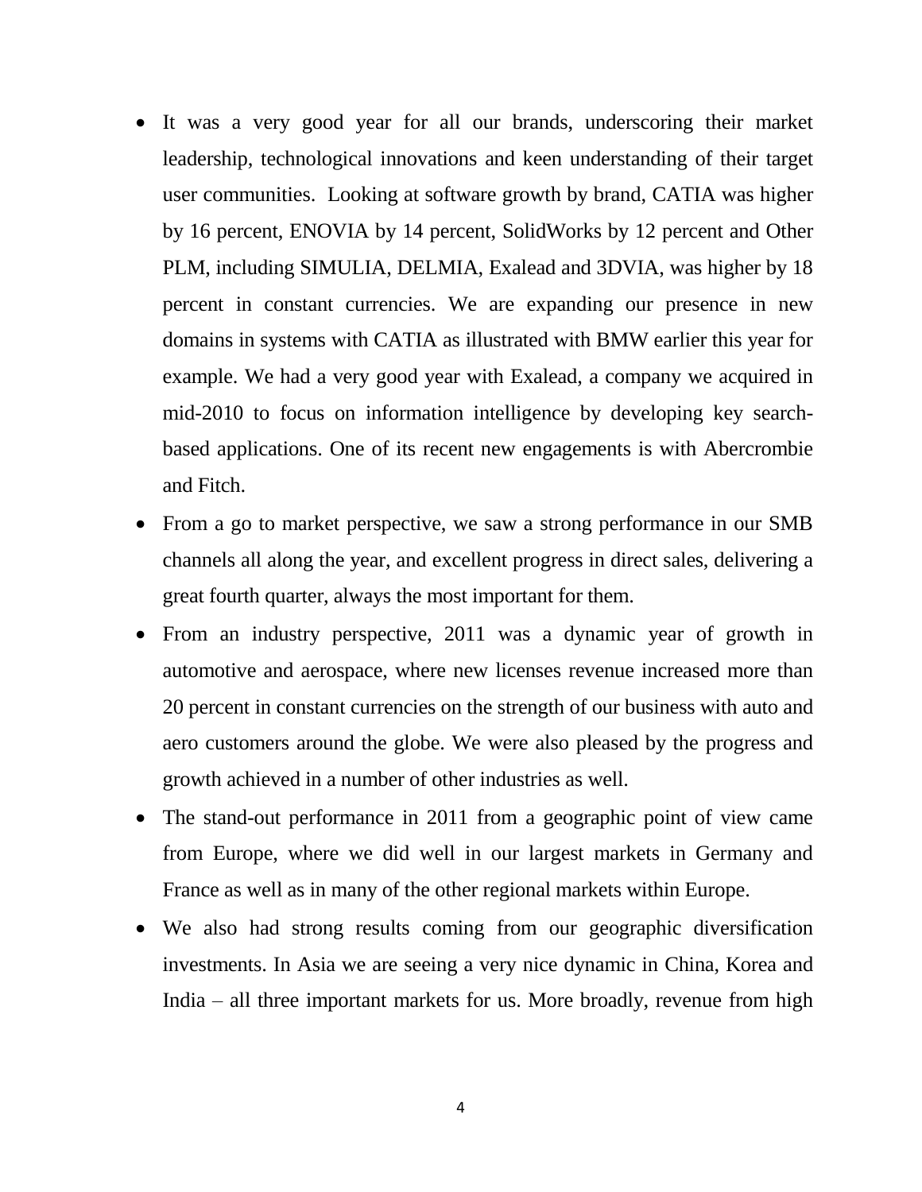- It was a very good year for all our brands, underscoring their market leadership, technological innovations and keen understanding of their target user communities. Looking at software growth by brand, CATIA was higher by 16 percent, ENOVIA by 14 percent, SolidWorks by 12 percent and Other PLM, including SIMULIA, DELMIA, Exalead and 3DVIA, was higher by 18 percent in constant currencies. We are expanding our presence in new domains in systems with CATIA as illustrated with BMW earlier this year for example. We had a very good year with Exalead, a company we acquired in mid-2010 to focus on information intelligence by developing key search-based applications. One of its recent new engagements is with Abercrombie and Fitch.
- From a go to market perspective, we saw a strong performance in our SMB channels all along the year, and excellent progress in direct sales, delivering a great fourth quarter, always the most important for them.
- From an industry perspective, 2011 was a dynamic year of growth in automotive and aerospace, where new licenses revenue increased more than 20 percent in constant currencies on the strength of our business with auto and aero customers around the globe. We were also pleased by the progress and growth achieved in a number of other industries as well.
- The stand-out performance in 2011 from a geographic point of view came from Europe, where we did well in our largest markets in Germany and France as well as in many of the other regional markets within Europe.
- We also had strong results coming from our geographic diversification investments. In Asia we are seeing a very nice dynamic in China, Korea and India – all three important markets for us. More broadly, revenue from high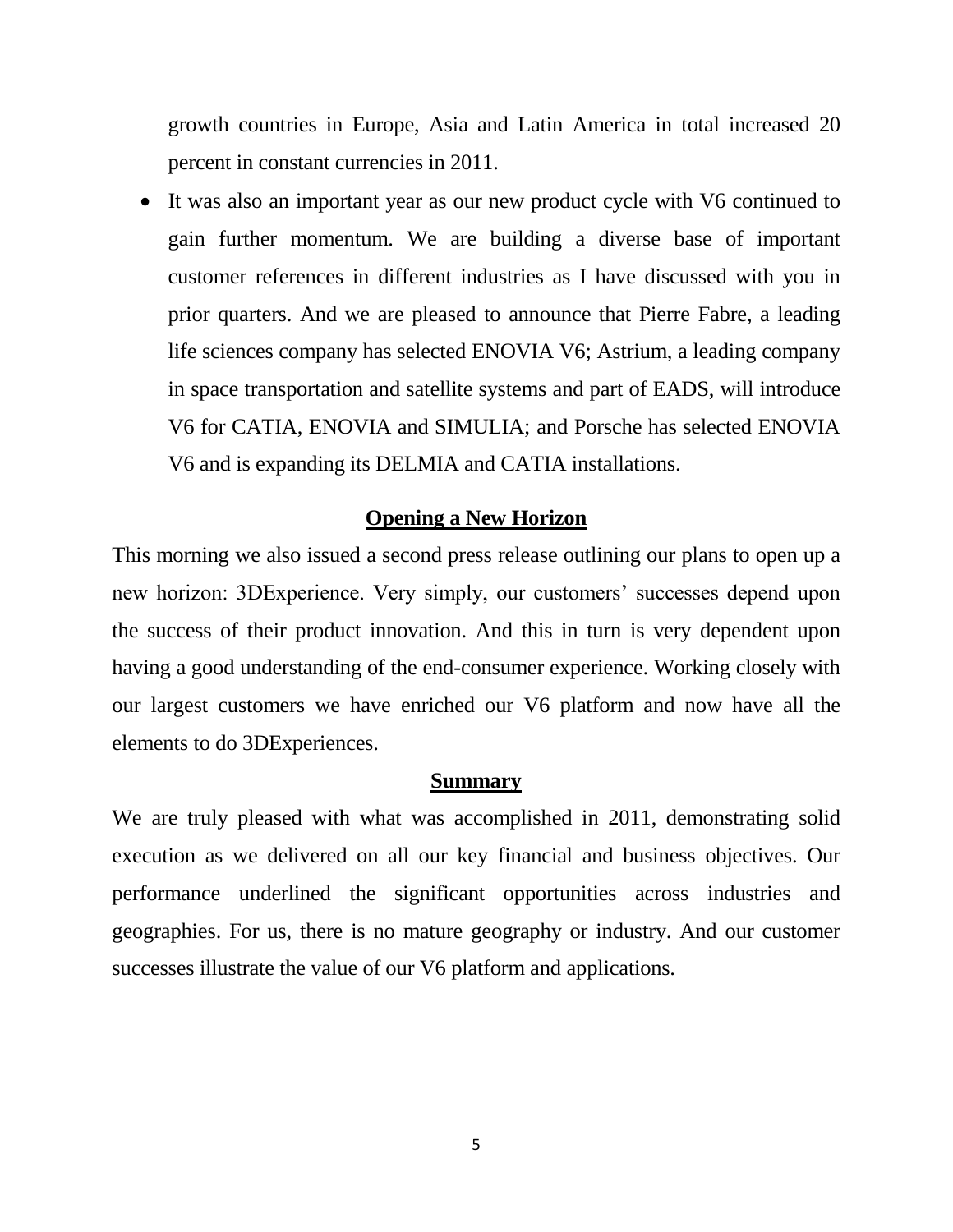growth countries in Europe, Asia and Latin America in total increased 20 percent in constant currencies in 2011.

- It was also an important year as our new product cycle with V6 continued to gain further momentum. We are building a diverse base of important customer references in different industries as I have discussed with you in prior quarters. And we are pleased to announce that Pierre Fabre, a leading life sciences company has selected ENOVIA V6; Astrium, a leading company in space transportation and satellite systems and part of EADS, will introduce V6 for CATIA, ENOVIA and SIMULIA; and Porsche has selected ENOVIA V6 and is expanding its DELMIA and CATIA installations.

## Opening a New Horizon

This morning we also issued a second press release outlining our plans to open up a new horizon: 3DExperience. Very simply, our customers' successes depend upon the success of their product innovation. And this in turn is very dependent upon having a good understanding of the end-consumer experience. Working closely with our largest customers we have enriched our V6 platform and now have all the elements to do 3DExperiences.

## Summary

We are truly pleased with what was accomplished in 2011, demonstrating solid execution as we delivered on all our key financial and business objectives. Our performance underlined the significant opportunities across industries and geographies. For us, there is no mature geography or industry. And our customer successes illustrate the value of our V6 platform and applications.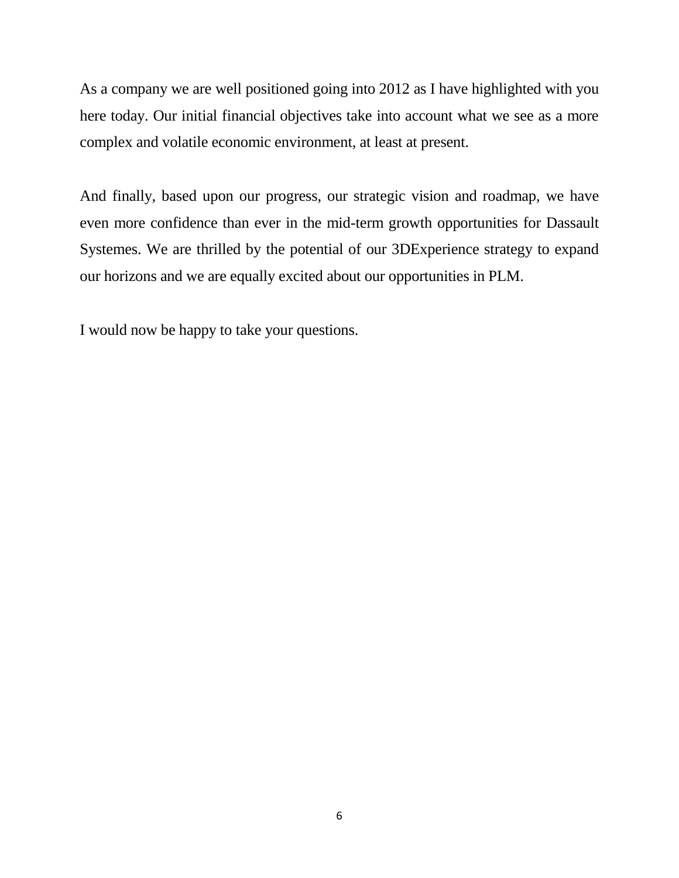As a company we are well positioned going into 2012 as I have highlighted with you here today. Our initial financial objectives take into account what we see as a more complex and volatile economic environment, at least at present.

And finally, based upon our progress, our strategic vision and roadmap, we have even more confidence than ever in the mid-term growth opportunities for Dassault Systemes. We are thrilled by the potential of our 3DExperience strategy to expand our horizons and we are equally excited about our opportunities in PLM.

I would now be happy to take your questions.